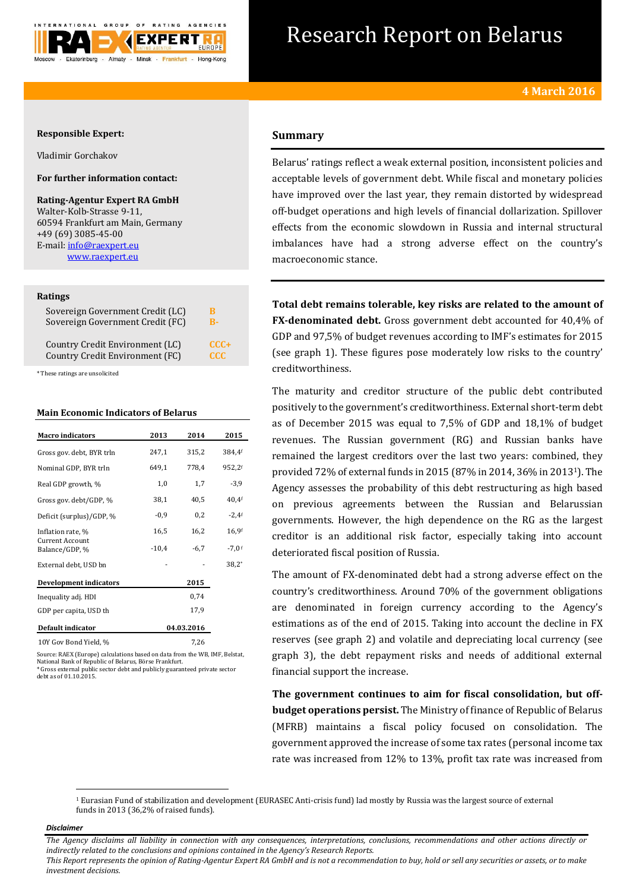# Research Report on Belarus

**4 March 2016**

**Responsible Expert:**

Vladimir Gorchakov

**For further information contact:**

**Rating-Agentur Expert RA GmbH**
Walter-Kolb-Strasse 9-11,
60594 Frankfurt am Main, Germany
+49 (69) 3085-45-00
E-mail: info@raexpert.eu
www.raexpert.eu

**Ratings**

| | |
|---|---|
| Sovereign Government Credit (LC) | B |
| Sovereign Government Credit (FC) | B- |
| Country Credit Environment (LC) | CCC+ |
| Country Credit Environment (FC) | CCC |

*These ratings are unsolicited

**Main Economic Indicators of Belarus**

| Macro indicators | 2013 | 2014 | 2015 |
|---|---|---|---|
| Gross gov. debt, BYR trln | 247,1 | 315,2 | 384,4f |
| Nominal GDP, BYR trln | 649,1 | 778,4 | 952,2f |
| Real GDP growth, % | 1,0 | 1,7 | -3,9 |
| Gross gov. debt/GDP, % | 38,1 | 40,5 | 40,4f |
| Deficit (surplus)/GDP, % | -0,9 | 0,2 | -2,4f |
| Inflation rate, % | 16,5 | 16,2 | 16,9f |
| Current Account Balance/GDP, % | -10,4 | -6,7 | -7,0 f |
| External debt, USD bn | - | - | 38,2* |

| Development indicators | 2015 |
|---|---|
| Inequality adj. HDI | 0,74 |
| GDP per capita, USD th | 17,9 |

| Default indicator | 04.03.2016 |
|---|---|
| 10Y Gov Bond Yield, % | 7,26 |

Source: RAEX (Europe) calculations based on data from the WB, IMF, Belstat, National Bank of Republic of Belarus, Börse Frankfurt.
* Gross external public sector debt and publicly guaranteed private sector debt as of 01.10.2015.

## Summary

Belarus' ratings reflect a weak external position, inconsistent policies and acceptable levels of government debt. While fiscal and monetary policies have improved over the last year, they remain distorted by widespread off-budget operations and high levels of financial dollarization. Spillover effects from the economic slowdown in Russia and internal structural imbalances have had a strong adverse effect on the country's macroeconomic stance.

**Total debt remains tolerable, key risks are related to the amount of FX-denominated debt.** Gross government debt accounted for 40,4% of GDP and 97,5% of budget revenues according to IMF's estimates for 2015 (see graph 1). These figures pose moderately low risks to the country' creditworthiness.

The maturity and creditor structure of the public debt contributed positively to the government's creditworthiness. External short-term debt as of December 2015 was equal to 7,5% of GDP and 18,1% of budget revenues. The Russian government (RG) and Russian banks have remained the largest creditors over the last two years: combined, they provided 72% of external funds in 2015 (87% in 2014, 36% in 2013[1]). The Agency assesses the probability of this debt restructuring as high based on previous agreements between the Russian and Belarussian governments. However, the high dependence on the RG as the largest creditor is an additional risk factor, especially taking into account deteriorated fiscal position of Russia.

The amount of FX-denominated debt had a strong adverse effect on the country's creditworthiness. Around 70% of the government obligations are denominated in foreign currency according to the Agency's estimations as of the end of 2015. Taking into account the decline in FX reserves (see graph 2) and volatile and depreciating local currency (see graph 3), the debt repayment risks and needs of additional external financial support the increase.

**The government continues to aim for fiscal consolidation, but off-budget operations persist.** The Ministry of finance of Republic of Belarus (MFRB) maintains a fiscal policy focused on consolidation. The government approved the increase of some tax rates (personal income tax rate was increased from 12% to 13%, profit tax rate was increased from

[1] Eurasian Fund of stabilization and development (EURASEC Anti-crisis fund) lad mostly by Russia was the largest source of external funds in 2013 (36,2% of raised funds).

***Disclaimer***

*The Agency disclaims all liability in connection with any consequences, interpretations, conclusions, recommendations and other actions directly or indirectly related to the conclusions and opinions contained in the Agency's Research Reports.*
*This Report represents the opinion of Rating-Agentur Expert RA GmbH and is not a recommendation to buy, hold or sell any securities or assets, or to make investment decisions.*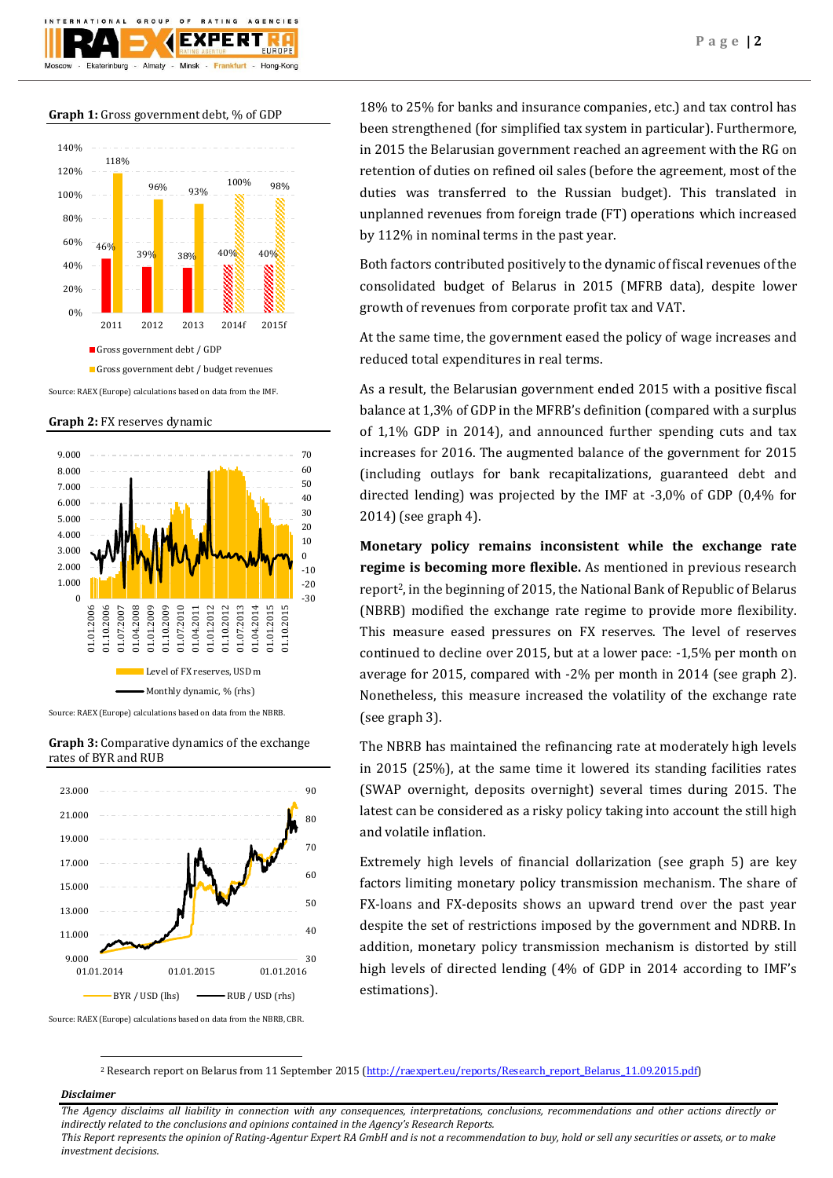**Graph 1:** Gross government debt, % of GDP

Source: RAEX (Europe) calculations based on data from the IMF.

**Graph 2:** FX reserves dynamic

Source: RAEX (Europe) calculations based on data from the NBRB.

**Graph 3:** Comparative dynamics of the exchange rates of BYR and RUB

Source: RAEX (Europe) calculations based on data from the NBRB, CBR.

18% to 25% for banks and insurance companies, etc.) and tax control has been strengthened (for simplified tax system in particular). Furthermore, in 2015 the Belarusian government reached an agreement with the RG on retention of duties on refined oil sales (before the agreement, most of the duties was transferred to the Russian budget). This translated in unplanned revenues from foreign trade (FT) operations which increased by 112% in nominal terms in the past year.

Both factors contributed positively to the dynamic of fiscal revenues of the consolidated budget of Belarus in 2015 (MFRB data), despite lower growth of revenues from corporate profit tax and VAT.

At the same time, the government eased the policy of wage increases and reduced total expenditures in real terms.

As a result, the Belarusian government ended 2015 with a positive fiscal balance at 1,3% of GDP in the MFRB's definition (compared with a surplus of 1,1% GDP in 2014), and announced further spending cuts and tax increases for 2016. The augmented balance of the government for 2015 (including outlays for bank recapitalizations, guaranteed debt and directed lending) was projected by the IMF at -3,0% of GDP (0,4% for 2014) (see graph 4).

**Monetary policy remains inconsistent while the exchange rate regime is becoming more flexible.** As mentioned in previous research report[2], in the beginning of 2015, the National Bank of Republic of Belarus (NBRB) modified the exchange rate regime to provide more flexibility. This measure eased pressures on FX reserves. The level of reserves continued to decline over 2015, but at a lower pace: -1,5% per month on average for 2015, compared with -2% per month in 2014 (see graph 2). Nonetheless, this measure increased the volatility of the exchange rate (see graph 3).

The NBRB has maintained the refinancing rate at moderately high levels in 2015 (25%), at the same time it lowered its standing facilities rates (SWAP overnight, deposits overnight) several times during 2015. The latest can be considered as a risky policy taking into account the still high and volatile inflation.

Extremely high levels of financial dollarization (see graph 5) are key factors limiting monetary policy transmission mechanism. The share of FX-loans and FX-deposits shows an upward trend over the past year despite the set of restrictions imposed by the government and NDRB. In addition, monetary policy transmission mechanism is distorted by still high levels of directed lending (4% of GDP in 2014 according to IMF's estimations).

[2] Research report on Belarus from 11 September 2015 (http://raexpert.eu/reports/Research_report_Belarus_11.09.2015.pdf)

***Disclaimer***

*The Agency disclaims all liability in connection with any consequences, interpretations, conclusions, recommendations and other actions directly or indirectly related to the conclusions and opinions contained in the Agency's Research Reports.*

*This Report represents the opinion of Rating-Agentur Expert RA GmbH and is not a recommendation to buy, hold or sell any securities or assets, or to make investment decisions.*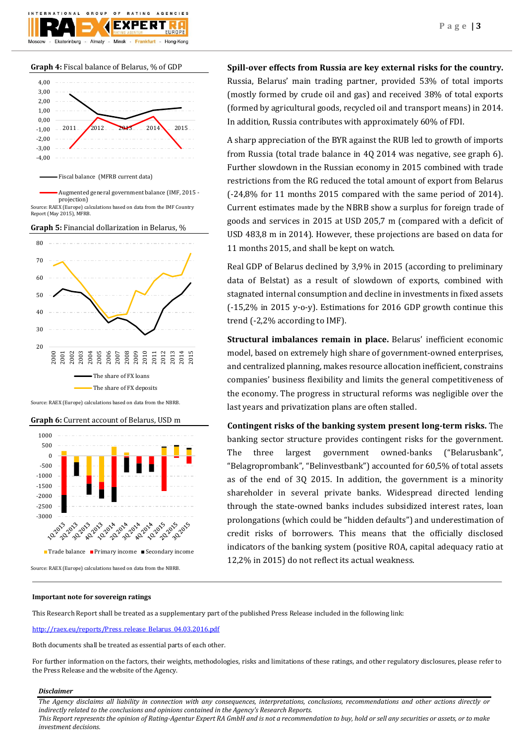**Graph 4:** Fiscal balance of Belarus, % of GDP

4,00
3,00
2,00
1,00
0,00
-1,00
-2,00
-3,00
-4,00

2011
2012
2013
2014
2015

Fiscal balance (MFRB current data)

Augmented general government balance (IMF, 2015 - projection)

Source: RAEX (Europe) calculations based on data from the IMF Country Report (May 2015), MFRB.

**Graph 5:** Financial dollarization in Belarus, %

80
70
60
50
40
30
20

2000
2001
2002
2003
2004
2005
2006
2007
2008
2009
2010
2011
2012
2013
2014
2015

The share of FX loans

The share of FX deposits

Source: RAEX (Europe) calculations based on data from the NBRB.

**Graph 6:** Current account of Belarus, USD m

1000
500
0
-500
-1000
-1500
-2000
-2500
-3000

1Q 2013
2Q 2013
3Q 2013
4Q 2013
1Q 2014
2Q 2014
3Q 2014
4Q 2014
1Q 2015
2Q 2015
3Q 2015

Trade balance
Primary income
Secondary income

Source: RAEX (Europe) calculations based on data from the NBRB.

**Spill-over effects from Russia are key external risks for the country.** Russia, Belarus' main trading partner, provided 53% of total imports (mostly formed by crude oil and gas) and received 38% of total exports (formed by agricultural goods, recycled oil and transport means) in 2014. In addition, Russia contributes with approximately 60% of FDI.

A sharp appreciation of the BYR against the RUB led to growth of imports from Russia (total trade balance in 4Q 2014 was negative, see graph 6). Further slowdown in the Russian economy in 2015 combined with trade restrictions from the RG reduced the total amount of export from Belarus (-24,8% for 11 months 2015 compared with the same period of 2014). Current estimates made by the NBRB show a surplus for foreign trade of goods and services in 2015 at USD 205,7 m (compared with a deficit of USD 483,8 m in 2014). However, these projections are based on data for 11 months 2015, and shall be kept on watch.

Real GDP of Belarus declined by 3,9% in 2015 (according to preliminary data of Belstat) as a result of slowdown of exports, combined with stagnated internal consumption and decline in investments in fixed assets (-15,2% in 2015 y-o-y). Estimations for 2016 GDP growth continue this trend (-2,2% according to IMF).

**Structural imbalances remain in place.** Belarus' inefficient economic model, based on extremely high share of government-owned enterprises, and centralized planning, makes resource allocation inefficient, constrains companies' business flexibility and limits the general competitiveness of the economy. The progress in structural reforms was negligible over the last years and privatization plans are often stalled.

**Contingent risks of the banking system present long-term risks.** The banking sector structure provides contingent risks for the government. The three largest government owned-banks ("Belarusbank", "Belagroprombank", "Belinvestbank") accounted for 60,5% of total assets as of the end of 3Q 2015. In addition, the government is a minority shareholder in several private banks. Widespread directed lending through the state-owned banks includes subsidized interest rates, loan prolongations (which could be "hidden defaults") and underestimation of credit risks of borrowers. This means that the officially disclosed indicators of the banking system (positive ROA, capital adequacy ratio at 12,2% in 2015) do not reflect its actual weakness.

**Important note for sovereign ratings**

This Research Report shall be treated as a supplementary part of the published Press Release included in the following link:

http://raex.eu/reports/Press_release_Belarus_04.03.2016.pdf

Both documents shall be treated as essential parts of each other.

For further information on the factors, their weights, methodologies, risks and limitations of these ratings, and other regulatory disclosures, please refer to the Press Release and the website of the Agency.

***Disclaimer***

*The Agency disclaims all liability in connection with any consequences, interpretations, conclusions, recommendations and other actions directly or indirectly related to the conclusions and opinions contained in the Agency's Research Reports.*
*This Report represents the opinion of Rating-Agentur Expert RA GmbH and is not a recommendation to buy, hold or sell any securities or assets, or to make investment decisions.*